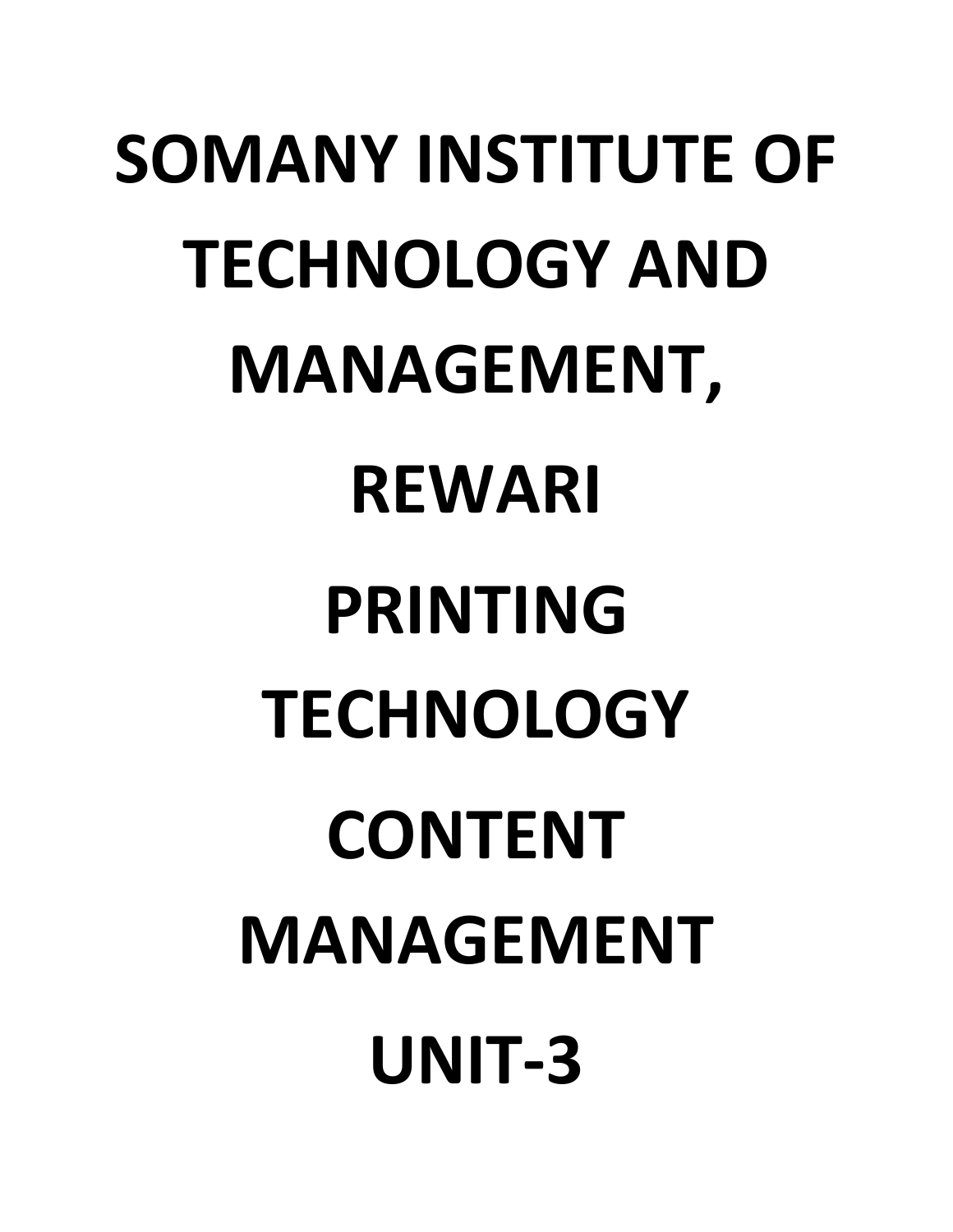# SOMANY INSTITUTE OF TECHNOLOGY AND MANAGEMENT, REWARI

# PRINTING TECHNOLOGY

# CONTENT MANAGEMENT

# UNIT-3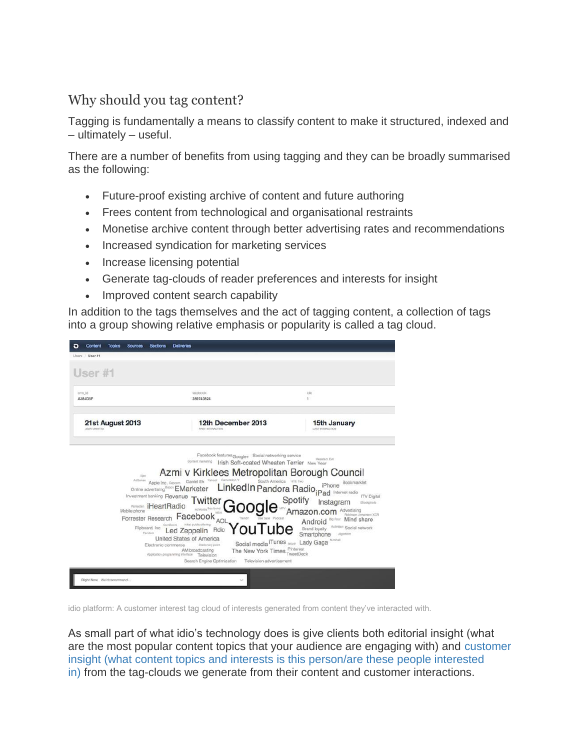## Why should you tag content?

Tagging is fundamentally a means to classify content to make it structured, indexed and – ultimately – useful.

There are a number of benefits from using tagging and they can be broadly summarised as the following:

- Future-proof existing archive of content and future authoring
- Frees content from technological and organisational restraints
- Monetise archive content through better advertising rates and recommendations
- Increased syndication for marketing services
- Increase licensing potential
- Generate tag-clouds of reader preferences and interests for insight
- Improved content search capability

In addition to the tags themselves and the act of tagging content, a collection of tags into a group showing relative emphasis or popularity is called a tag cloud.

idio platform: A customer interest tag cloud of interests generated from content they've interacted with.

As small part of what idio's technology does is give clients both editorial insight (what are the most popular content topics that your audience are engaging with) and customer insight (what content topics and interests is this person/are these people interested in) from the tag-clouds we generate from their content and customer interactions.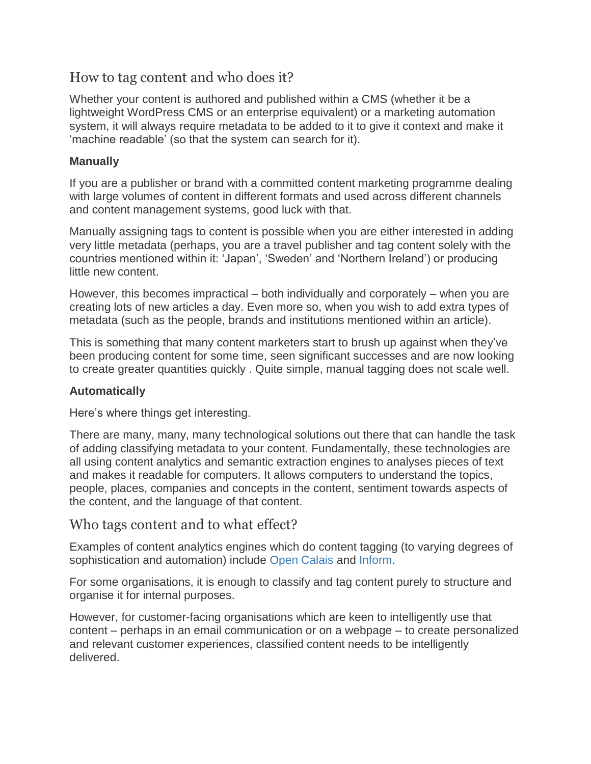## How to tag content and who does it?

Whether your content is authored and published within a CMS (whether it be a lightweight WordPress CMS or an enterprise equivalent) or a marketing automation system, it will always require metadata to be added to it to give it context and make it 'machine readable' (so that the system can search for it).

**Manually**

If you are a publisher or brand with a committed content marketing programme dealing with large volumes of content in different formats and used across different channels and content management systems, good luck with that.

Manually assigning tags to content is possible when you are either interested in adding very little metadata (perhaps, you are a travel publisher and tag content solely with the countries mentioned within it: 'Japan', 'Sweden' and 'Northern Ireland') or producing little new content.

However, this becomes impractical – both individually and corporately – when you are creating lots of new articles a day. Even more so, when you wish to add extra types of metadata (such as the people, brands and institutions mentioned within an article).

This is something that many content marketers start to brush up against when they've been producing content for some time, seen significant successes and are now looking to create greater quantities quickly . Quite simple, manual tagging does not scale well.

**Automatically**

Here's where things get interesting.

There are many, many, many technological solutions out there that can handle the task of adding classifying metadata to your content. Fundamentally, these technologies are all using content analytics and semantic extraction engines to analyses pieces of text and makes it readable for computers. It allows computers to understand the topics, people, places, companies and concepts in the content, sentiment towards aspects of the content, and the language of that content.

## Who tags content and to what effect?

Examples of content analytics engines which do content tagging (to varying degrees of sophistication and automation) include Open Calais and Inform.

For some organisations, it is enough to classify and tag content purely to structure and organise it for internal purposes.

However, for customer-facing organisations which are keen to intelligently use that content – perhaps in an email communication or on a webpage – to create personalized and relevant customer experiences, classified content needs to be intelligently delivered.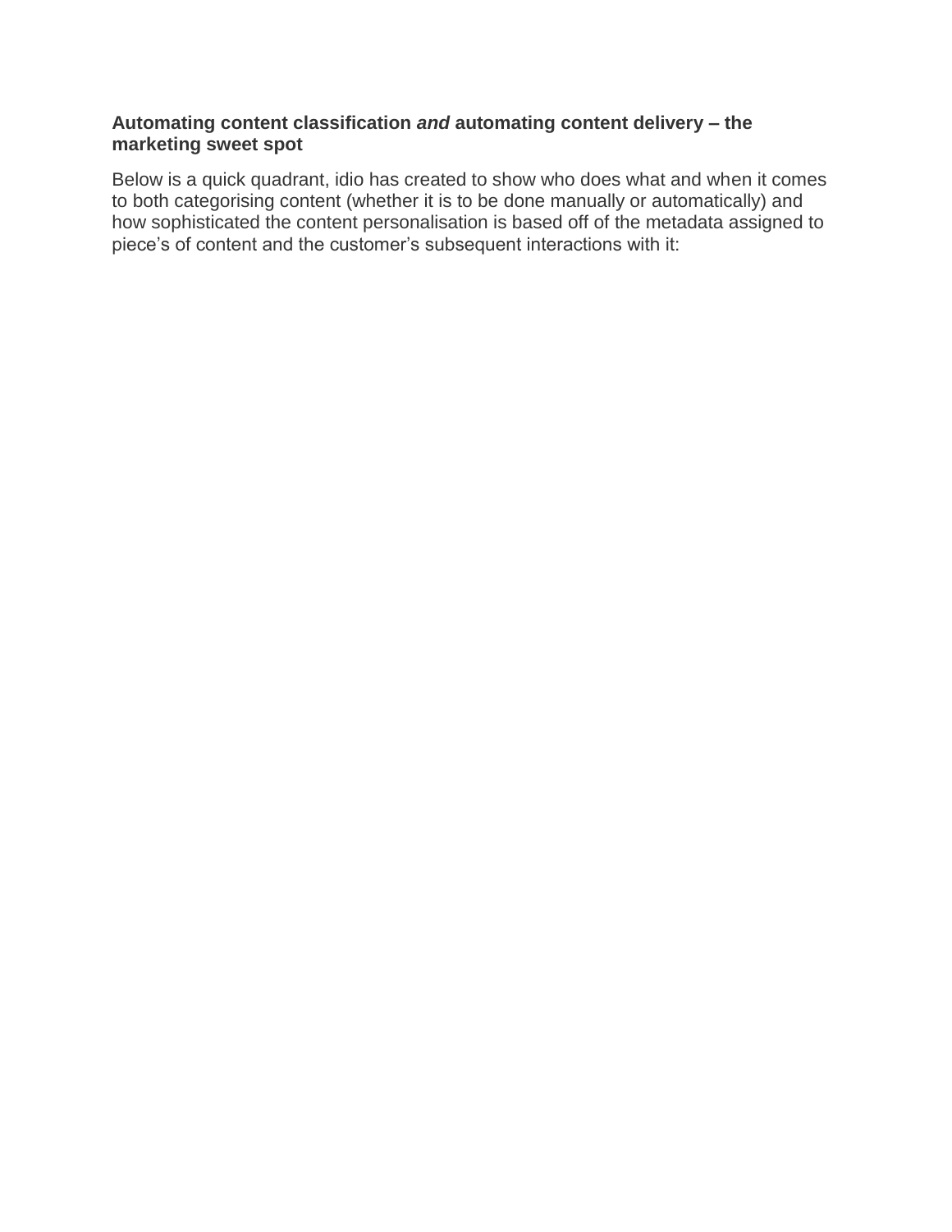**Automating content classification *and* automating content delivery – the marketing sweet spot**

Below is a quick quadrant, idio has created to show who does what and when it comes to both categorising content (whether it is to be done manually or automatically) and how sophisticated the content personalisation is based off of the metadata assigned to piece's of content and the customer's subsequent interactions with it: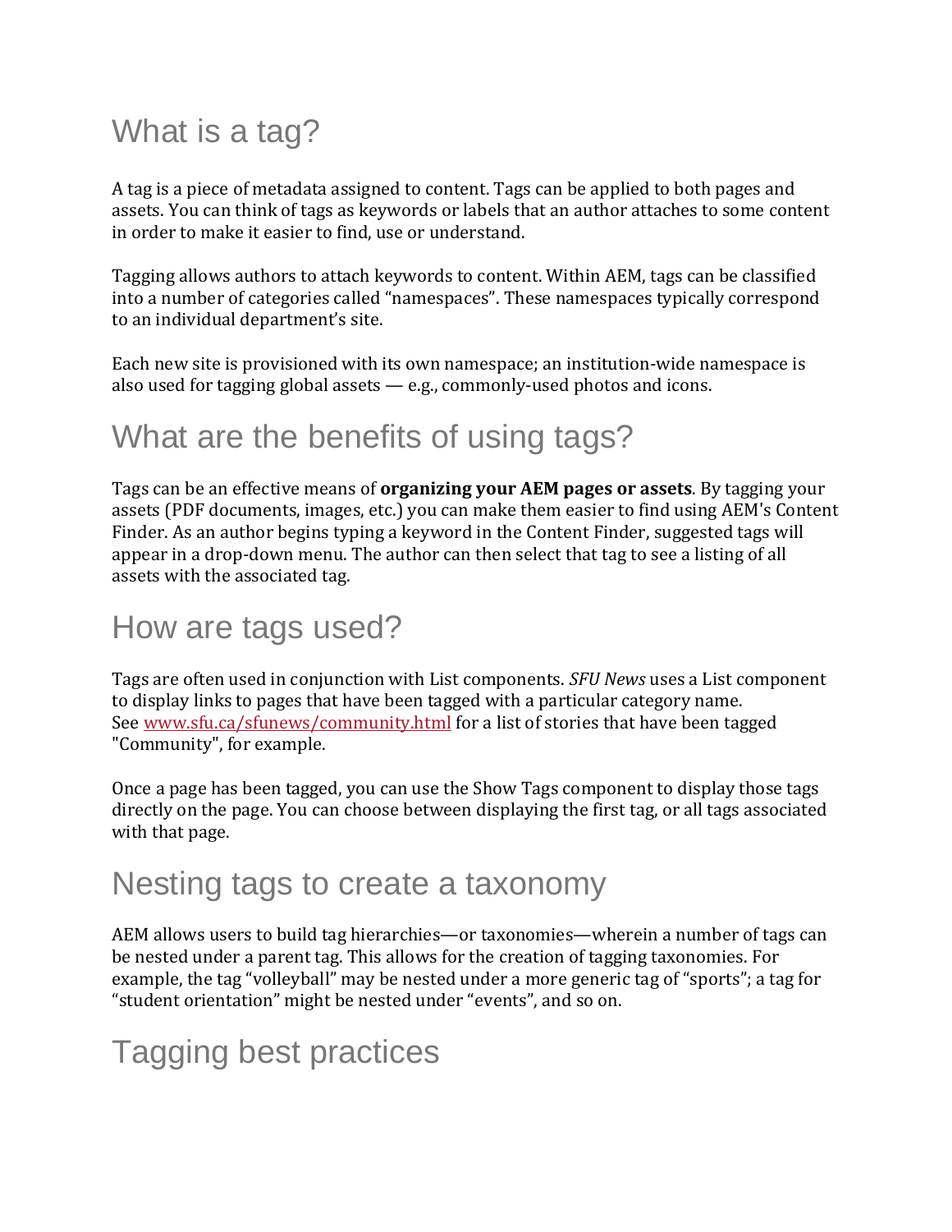# What is a tag?

A tag is a piece of metadata assigned to content. Tags can be applied to both pages and assets. You can think of tags as keywords or labels that an author attaches to some content in order to make it easier to find, use or understand.

Tagging allows authors to attach keywords to content. Within AEM, tags can be classified into a number of categories called "namespaces". These namespaces typically correspond to an individual department's site.

Each new site is provisioned with its own namespace; an institution-wide namespace is also used for tagging global assets — e.g., commonly-used photos and icons.

# What are the benefits of using tags?

Tags can be an effective means of **organizing your AEM pages or assets**. By tagging your assets (PDF documents, images, etc.) you can make them easier to find using AEM's Content Finder. As an author begins typing a keyword in the Content Finder, suggested tags will appear in a drop-down menu. The author can then select that tag to see a listing of all assets with the associated tag.

# How are tags used?

Tags are often used in conjunction with List components. *SFU News* uses a List component to display links to pages that have been tagged with a particular category name. See [www.sfu.ca/sfunews/community.html](http://www.sfu.ca/sfunews/community.html) for a list of stories that have been tagged "Community", for example.

Once a page has been tagged, you can use the Show Tags component to display those tags directly on the page. You can choose between displaying the first tag, or all tags associated with that page.

# Nesting tags to create a taxonomy

AEM allows users to build tag hierarchies—or taxonomies—wherein a number of tags can be nested under a parent tag. This allows for the creation of tagging taxonomies. For example, the tag "volleyball" may be nested under a more generic tag of "sports"; a tag for "student orientation" might be nested under "events", and so on.

# Tagging best practices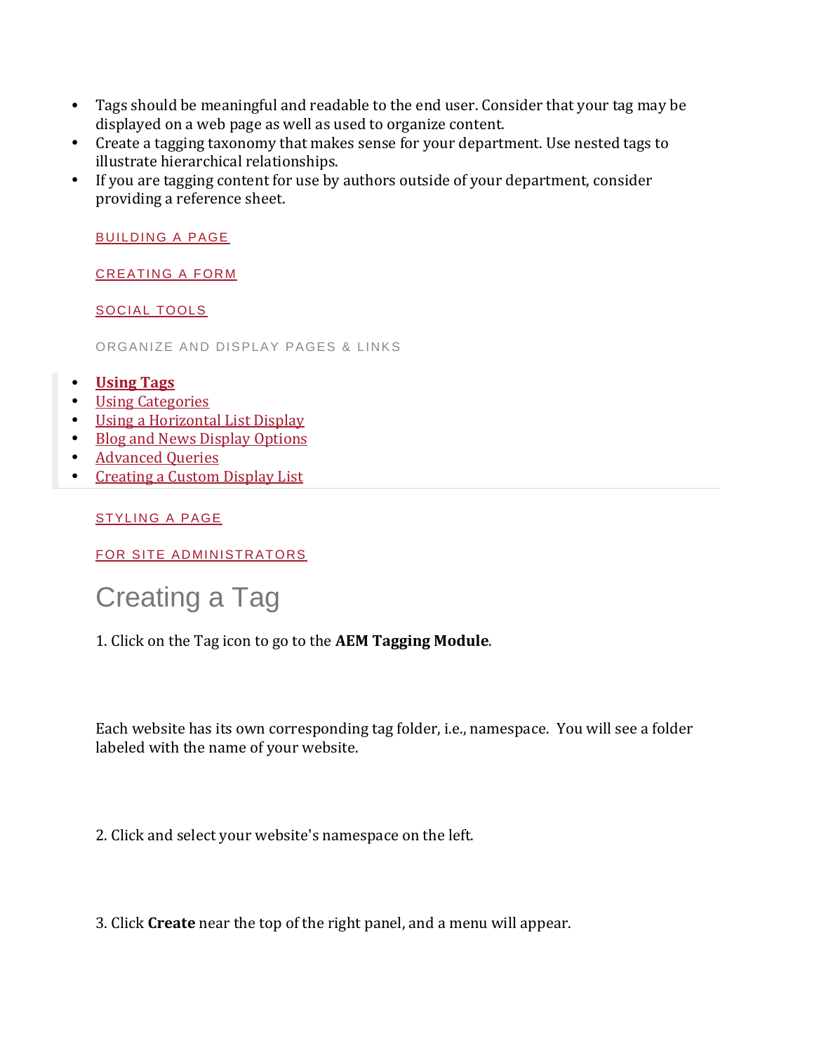- Tags should be meaningful and readable to the end user. Consider that your tag may be displayed on a web page as well as used to organize content.
- Create a tagging taxonomy that makes sense for your department. Use nested tags to illustrate hierarchical relationships.
- If you are tagging content for use by authors outside of your department, consider providing a reference sheet.

BUILDING A PAGE

CREATING A FORM

SOCIAL TOOLS

ORGANIZE AND DISPLAY PAGES & LINKS

- **Using Tags**
- Using Categories
- Using a Horizontal List Display
- Blog and News Display Options
- Advanced Queries
- Creating a Custom Display List

STYLING A PAGE

FOR SITE ADMINISTRATORS

# Creating a Tag

1. Click on the Tag icon to go to the **AEM Tagging Module**.

Each website has its own corresponding tag folder, i.e., namespace. You will see a folder labeled with the name of your website.

2. Click and select your website's namespace on the left.

3. Click **Create** near the top of the right panel, and a menu will appear.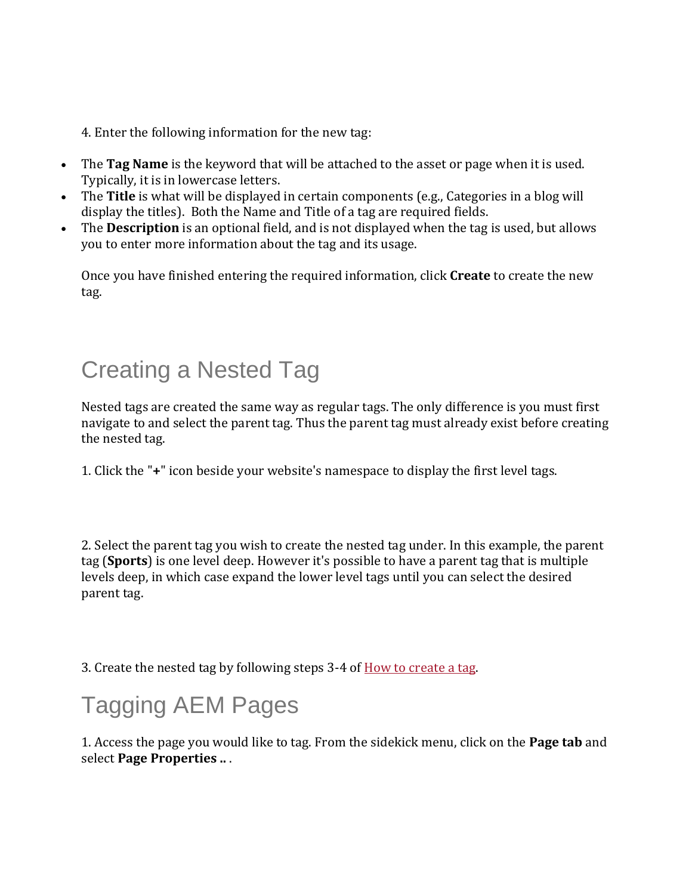4. Enter the following information for the new tag:

- The **Tag Name** is the keyword that will be attached to the asset or page when it is used. Typically, it is in lowercase letters.
- The **Title** is what will be displayed in certain components (e.g., Categories in a blog will display the titles). Both the Name and Title of a tag are required fields.
- The **Description** is an optional field, and is not displayed when the tag is used, but allows you to enter more information about the tag and its usage.

Once you have finished entering the required information, click **Create** to create the new tag.

## Creating a Nested Tag

Nested tags are created the same way as regular tags. The only difference is you must first navigate to and select the parent tag. Thus the parent tag must already exist before creating the nested tag.

1. Click the "**+**" icon beside your website's namespace to display the first level tags.

2. Select the parent tag you wish to create the nested tag under. In this example, the parent tag (**Sports**) is one level deep. However it's possible to have a parent tag that is multiple levels deep, in which case expand the lower level tags until you can select the desired parent tag.

3. Create the nested tag by following steps 3-4 of How to create a tag.

## Tagging AEM Pages

1. Access the page you would like to tag. From the sidekick menu, click on the **Page tab** and select **Page Properties ..** .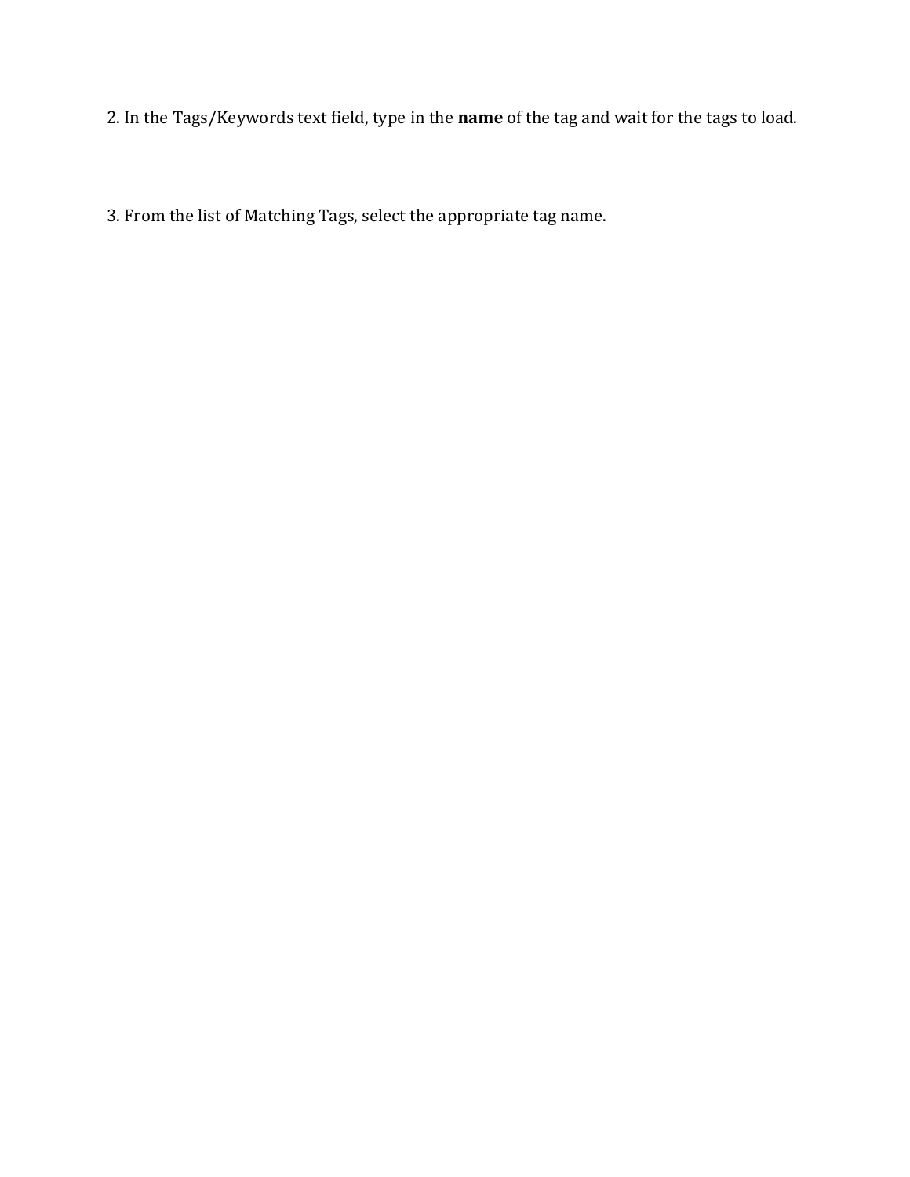2. In the Tags/Keywords text field, type in the **name** of the tag and wait for the tags to load.

3. From the list of Matching Tags, select the appropriate tag name.